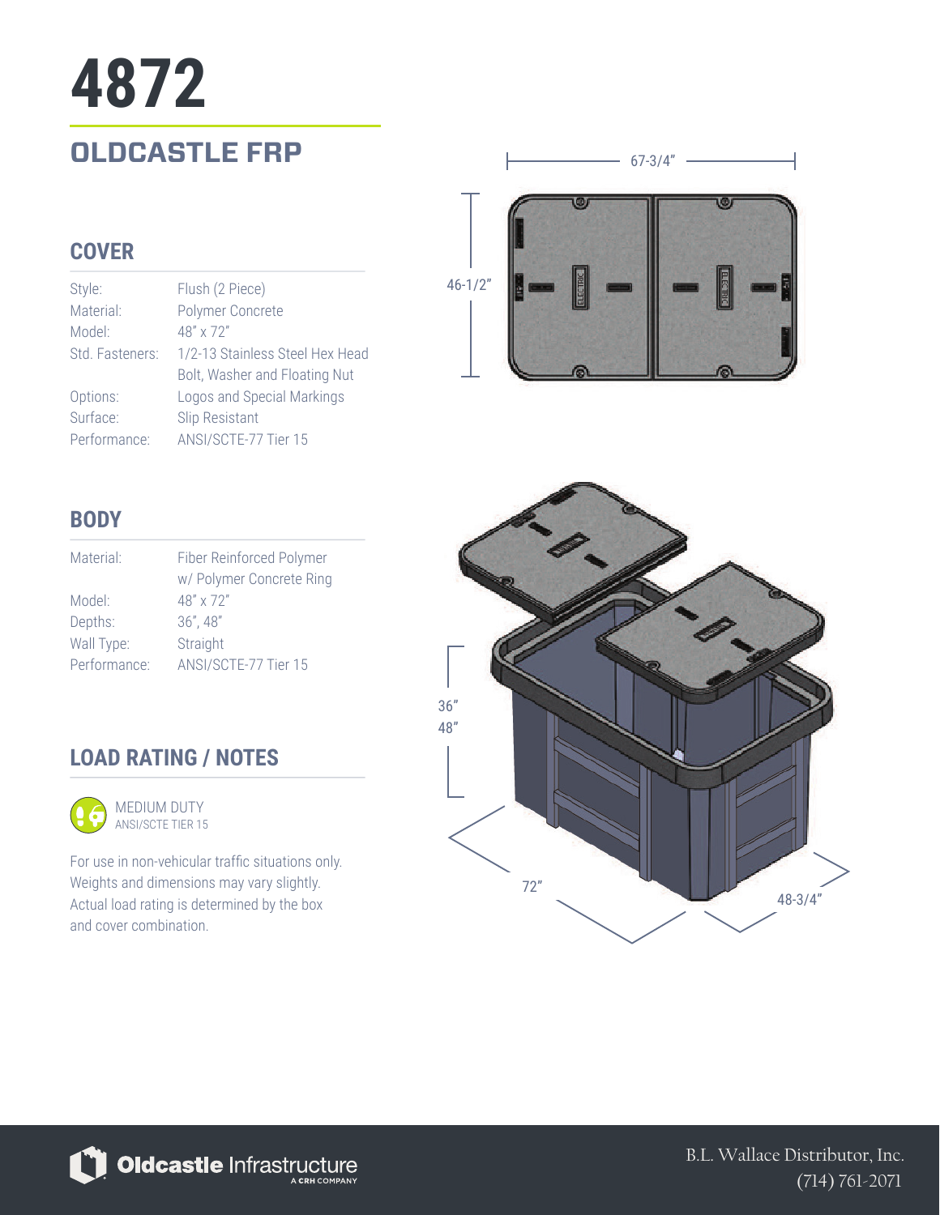# 4872

## OLDCASTLE FRP

### COVER

| | |
|---|---|
| Style: | Flush (2 Piece) |
| Material: | Polymer Concrete |
| Model: | 48" x 72" |
| Std. Fasteners: | 1/2-13 Stainless Steel Hex Head Bolt, Washer and Floating Nut |
| Options: | Logos and Special Markings |
| Surface: | Slip Resistant |
| Performance: | ANSI/SCTE-77 Tier 15 |

### BODY

| | |
|---|---|
| Material: | Fiber Reinforced Polymer w/ Polymer Concrete Ring |
| Model: | 48" x 72" |
| Depths: | 36", 48" |
| Wall Type: | Straight |
| Performance: | ANSI/SCTE-77 Tier 15 |

### LOAD RATING / NOTES

MEDIUM DUTY
ANSI/SCTE TIER 15

For use in non-vehicular traffic situations only. Weights and dimensions may vary slightly. Actual load rating is determined by the box and cover combination.

67-3/4"

46-1/2"

36"
48"

72"

48-3/4"

Oldcastle Infrastructure
A CRH COMPANY

B.L. Wallace Distributor, Inc.
(714) 761-2071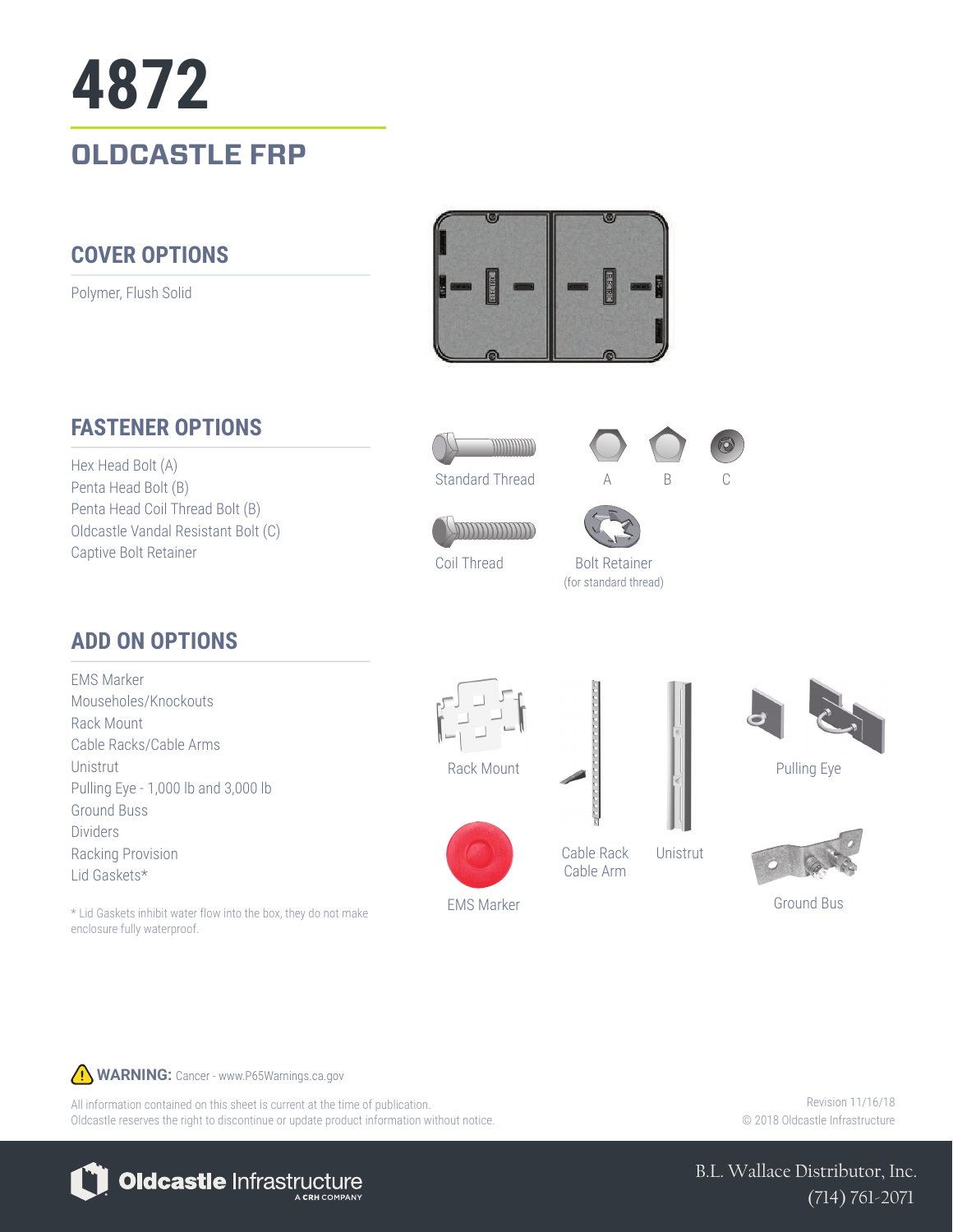# 4872

## OLDCASTLE FRP

### COVER OPTIONS

Polymer, Flush Solid

### FASTENER OPTIONS

Hex Head Bolt (A)
Penta Head Bolt (B)
Penta Head Coil Thread Bolt (B)
Oldcastle Vandal Resistant Bolt (C)
Captive Bolt Retainer

Standard Thread

A B C

Coil Thread

Bolt Retainer (for standard thread)

### ADD ON OPTIONS

EMS Marker
Mouseholes/Knockouts
Rack Mount
Cable Racks/Cable Arms
Unistrut
Pulling Eye - 1,000 lb and 3,000 lb
Ground Buss
Dividers
Racking Provision
Lid Gaskets*

* Lid Gaskets inhibit water flow into the box, they do not make enclosure fully waterproof.

Rack Mount

Pulling Eye

Cable Rack Cable Arm

Unistrut

EMS Marker

Ground Bus

**WARNING:** Cancer - www.P65Warnings.ca.gov

All information contained on this sheet is current at the time of publication.
Oldcastle reserves the right to discontinue or update product information without notice.

Revision 11/16/18
© 2018 Oldcastle Infrastructure

Oldcastle Infrastructure A CRH COMPANY

B.L. Wallace Distributor, Inc.
(714) 761-2071